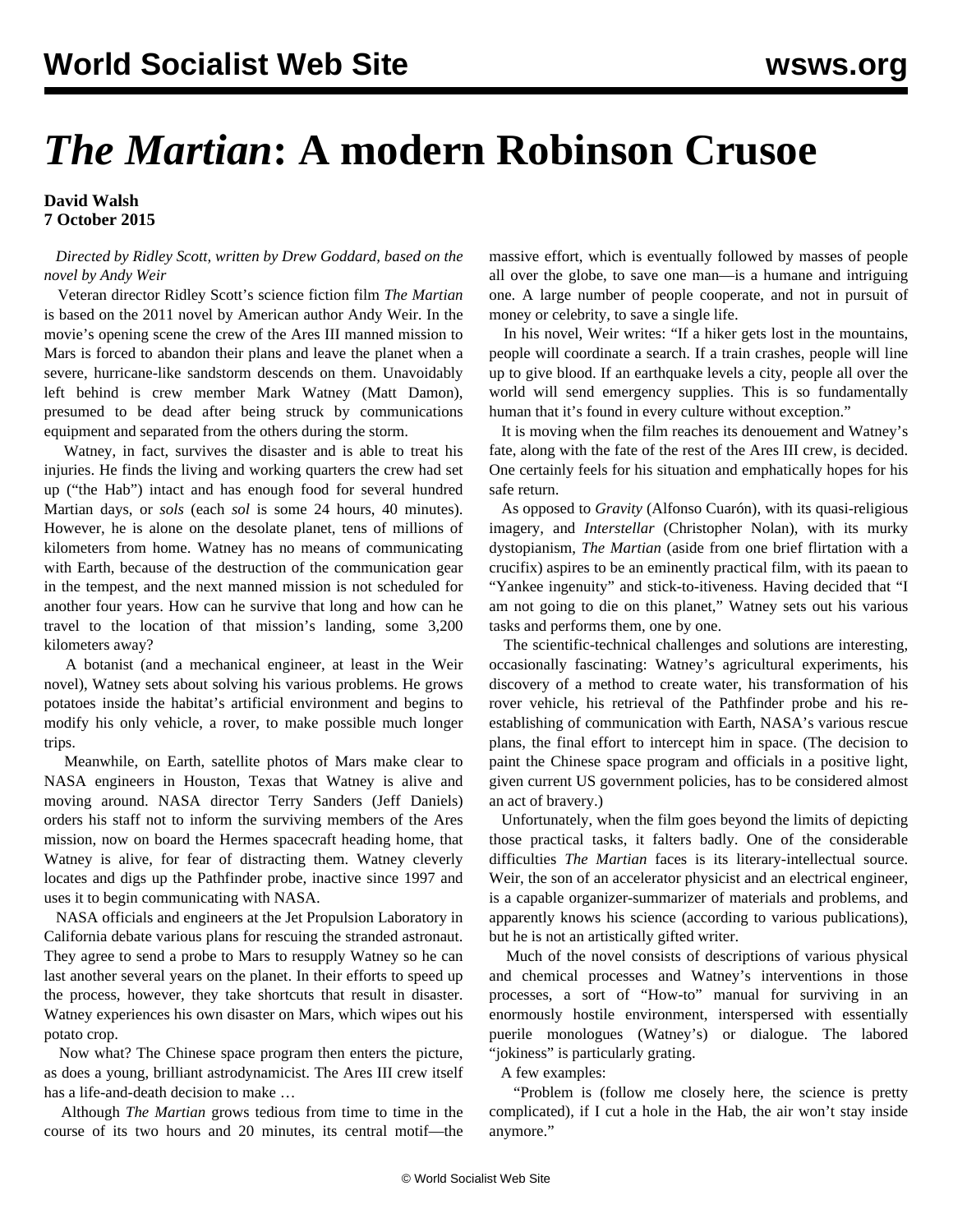# *The Martian*: A modern Robinson Crusoe

**David Walsh**
**7 October 2015**

*Directed by Ridley Scott, written by Drew Goddard, based on the novel by Andy Weir*

Veteran director Ridley Scott's science fiction film *The Martian* is based on the 2011 novel by American author Andy Weir. In the movie's opening scene the crew of the Ares III manned mission to Mars is forced to abandon their plans and leave the planet when a severe, hurricane-like sandstorm descends on them. Unavoidably left behind is crew member Mark Watney (Matt Damon), presumed to be dead after being struck by communications equipment and separated from the others during the storm.

Watney, in fact, survives the disaster and is able to treat his injuries. He finds the living and working quarters the crew had set up ("the Hab") intact and has enough food for several hundred Martian days, or *sols* (each *sol* is some 24 hours, 40 minutes). However, he is alone on the desolate planet, tens of millions of kilometers from home. Watney has no means of communicating with Earth, because of the destruction of the communication gear in the tempest, and the next manned mission is not scheduled for another four years. How can he survive that long and how can he travel to the location of that mission's landing, some 3,200 kilometers away?

A botanist (and a mechanical engineer, at least in the Weir novel), Watney sets about solving his various problems. He grows potatoes inside the habitat's artificial environment and begins to modify his only vehicle, a rover, to make possible much longer trips.

Meanwhile, on Earth, satellite photos of Mars make clear to NASA engineers in Houston, Texas that Watney is alive and moving around. NASA director Terry Sanders (Jeff Daniels) orders his staff not to inform the surviving members of the Ares mission, now on board the Hermes spacecraft heading home, that Watney is alive, for fear of distracting them. Watney cleverly locates and digs up the Pathfinder probe, inactive since 1997 and uses it to begin communicating with NASA.

NASA officials and engineers at the Jet Propulsion Laboratory in California debate various plans for rescuing the stranded astronaut. They agree to send a probe to Mars to resupply Watney so he can last another several years on the planet. In their efforts to speed up the process, however, they take shortcuts that result in disaster. Watney experiences his own disaster on Mars, which wipes out his potato crop.

Now what? The Chinese space program then enters the picture, as does a young, brilliant astrodynamicist. The Ares III crew itself has a life-and-death decision to make …

Although *The Martian* grows tedious from time to time in the course of its two hours and 20 minutes, its central motif—the massive effort, which is eventually followed by masses of people all over the globe, to save one man—is a humane and intriguing one. A large number of people cooperate, and not in pursuit of money or celebrity, to save a single life.

In his novel, Weir writes: "If a hiker gets lost in the mountains, people will coordinate a search. If a train crashes, people will line up to give blood. If an earthquake levels a city, people all over the world will send emergency supplies. This is so fundamentally human that it's found in every culture without exception."

It is moving when the film reaches its denouement and Watney's fate, along with the fate of the rest of the Ares III crew, is decided. One certainly feels for his situation and emphatically hopes for his safe return.

As opposed to *Gravity* (Alfonso Cuarón), with its quasi-religious imagery, and *Interstellar* (Christopher Nolan), with its murky dystopianism, *The Martian* (aside from one brief flirtation with a crucifix) aspires to be an eminently practical film, with its paean to "Yankee ingenuity" and stick-to-itiveness. Having decided that "I am not going to die on this planet," Watney sets out his various tasks and performs them, one by one.

The scientific-technical challenges and solutions are interesting, occasionally fascinating: Watney's agricultural experiments, his discovery of a method to create water, his transformation of his rover vehicle, his retrieval of the Pathfinder probe and his re-establishing of communication with Earth, NASA's various rescue plans, the final effort to intercept him in space. (The decision to paint the Chinese space program and officials in a positive light, given current US government policies, has to be considered almost an act of bravery.)

Unfortunately, when the film goes beyond the limits of depicting those practical tasks, it falters badly. One of the considerable difficulties *The Martian* faces is its literary-intellectual source. Weir, the son of an accelerator physicist and an electrical engineer, is a capable organizer-summarizer of materials and problems, and apparently knows his science (according to various publications), but he is not an artistically gifted writer.

Much of the novel consists of descriptions of various physical and chemical processes and Watney's interventions in those processes, a sort of "How-to" manual for surviving in an enormously hostile environment, interspersed with essentially puerile monologues (Watney's) or dialogue. The labored "jokiness" is particularly grating.

A few examples:

"Problem is (follow me closely here, the science is pretty complicated), if I cut a hole in the Hab, the air won't stay inside anymore."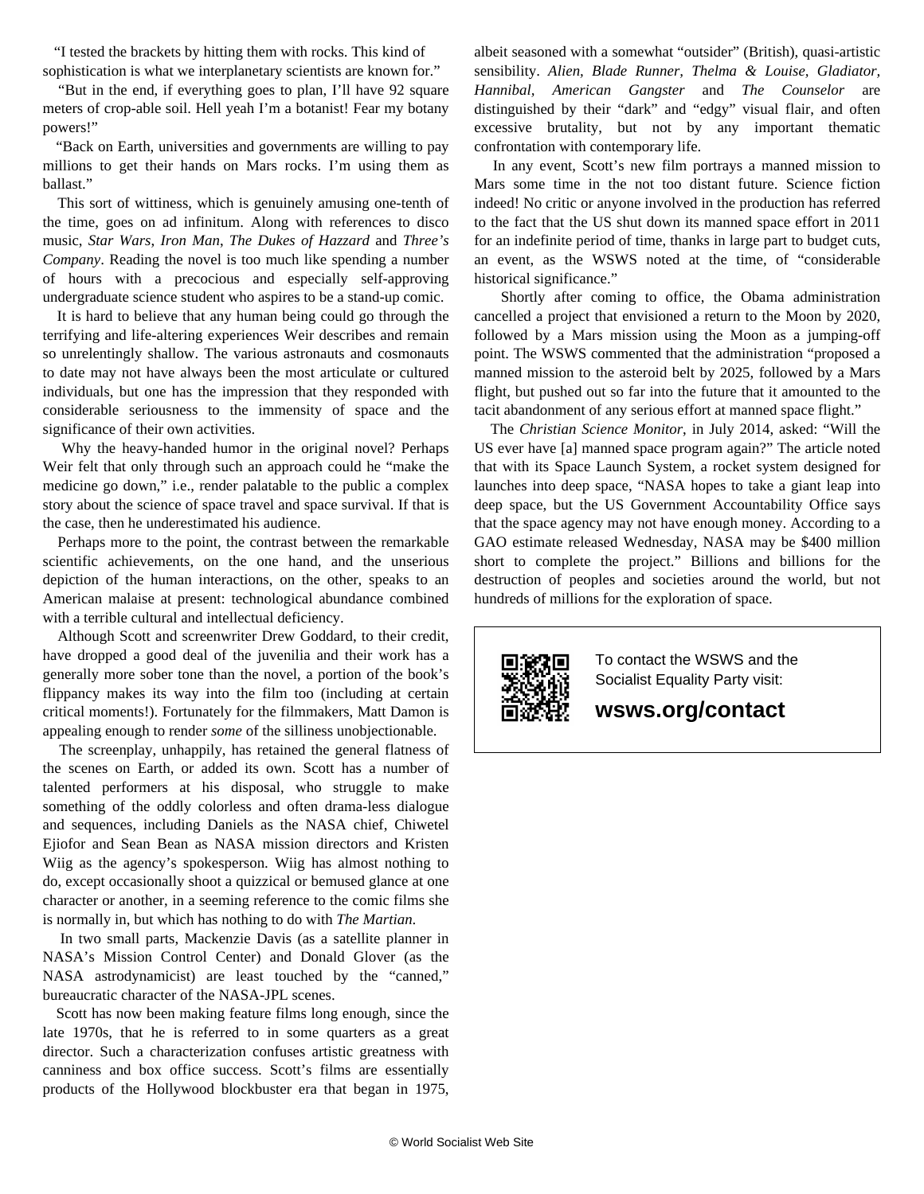"I tested the brackets by hitting them with rocks. This kind of sophistication is what we interplanetary scientists are known for."

"But in the end, if everything goes to plan, I'll have 92 square meters of crop-able soil. Hell yeah I'm a botanist! Fear my botany powers!"

"Back on Earth, universities and governments are willing to pay millions to get their hands on Mars rocks. I'm using them as ballast."

This sort of wittiness, which is genuinely amusing one-tenth of the time, goes on ad infinitum. Along with references to disco music, *Star Wars*, *Iron Man*, *The Dukes of Hazzard* and *Three's Company*. Reading the novel is too much like spending a number of hours with a precocious and especially self-approving undergraduate science student who aspires to be a stand-up comic.

It is hard to believe that any human being could go through the terrifying and life-altering experiences Weir describes and remain so unrelentingly shallow. The various astronauts and cosmonauts to date may not have always been the most articulate or cultured individuals, but one has the impression that they responded with considerable seriousness to the immensity of space and the significance of their own activities.

Why the heavy-handed humor in the original novel? Perhaps Weir felt that only through such an approach could he "make the medicine go down," i.e., render palatable to the public a complex story about the science of space travel and space survival. If that is the case, then he underestimated his audience.

Perhaps more to the point, the contrast between the remarkable scientific achievements, on the one hand, and the unserious depiction of the human interactions, on the other, speaks to an American malaise at present: technological abundance combined with a terrible cultural and intellectual deficiency.

Although Scott and screenwriter Drew Goddard, to their credit, have dropped a good deal of the juvenilia and their work has a generally more sober tone than the novel, a portion of the book's flippancy makes its way into the film too (including at certain critical moments!). Fortunately for the filmmakers, Matt Damon is appealing enough to render *some* of the silliness unobjectionable.

The screenplay, unhappily, has retained the general flatness of the scenes on Earth, or added its own. Scott has a number of talented performers at his disposal, who struggle to make something of the oddly colorless and often drama-less dialogue and sequences, including Daniels as the NASA chief, Chiwetel Ejiofor and Sean Bean as NASA mission directors and Kristen Wiig as the agency's spokesperson. Wiig has almost nothing to do, except occasionally shoot a quizzical or bemused glance at one character or another, in a seeming reference to the comic films she is normally in, but which has nothing to do with *The Martian*.

In two small parts, Mackenzie Davis (as a satellite planner in NASA's Mission Control Center) and Donald Glover (as the NASA astrodynamicist) are least touched by the "canned," bureaucratic character of the NASA-JPL scenes.

Scott has now been making feature films long enough, since the late 1970s, that he is referred to in some quarters as a great director. Such a characterization confuses artistic greatness with canniness and box office success. Scott's films are essentially products of the Hollywood blockbuster era that began in 1975, albeit seasoned with a somewhat "outsider" (British), quasi-artistic sensibility. *Alien*, *Blade Runner*, *Thelma & Louise*, *Gladiator*, *Hannibal*, *American Gangster* and *The Counselor* are distinguished by their "dark" and "edgy" visual flair, and often excessive brutality, but not by any important thematic confrontation with contemporary life.

In any event, Scott's new film portrays a manned mission to Mars some time in the not too distant future. Science fiction indeed! No critic or anyone involved in the production has referred to the fact that the US shut down its manned space effort in 2011 for an indefinite period of time, thanks in large part to budget cuts, an event, as the WSWS noted at the time, of "considerable historical significance."

Shortly after coming to office, the Obama administration cancelled a project that envisioned a return to the Moon by 2020, followed by a Mars mission using the Moon as a jumping-off point. The WSWS commented that the administration "proposed a manned mission to the asteroid belt by 2025, followed by a Mars flight, but pushed out so far into the future that it amounted to the tacit abandonment of any serious effort at manned space flight."

The *Christian Science Monitor*, in July 2014, asked: "Will the US ever have [a] manned space program again?" The article noted that with its Space Launch System, a rocket system designed for launches into deep space, "NASA hopes to take a giant leap into deep space, but the US Government Accountability Office says that the space agency may not have enough money. According to a GAO estimate released Wednesday, NASA may be $400 million short to complete the project." Billions and billions for the destruction of peoples and societies around the world, but not hundreds of millions for the exploration of space.

To contact the WSWS and the Socialist Equality Party visit:

**wsws.org/contact**